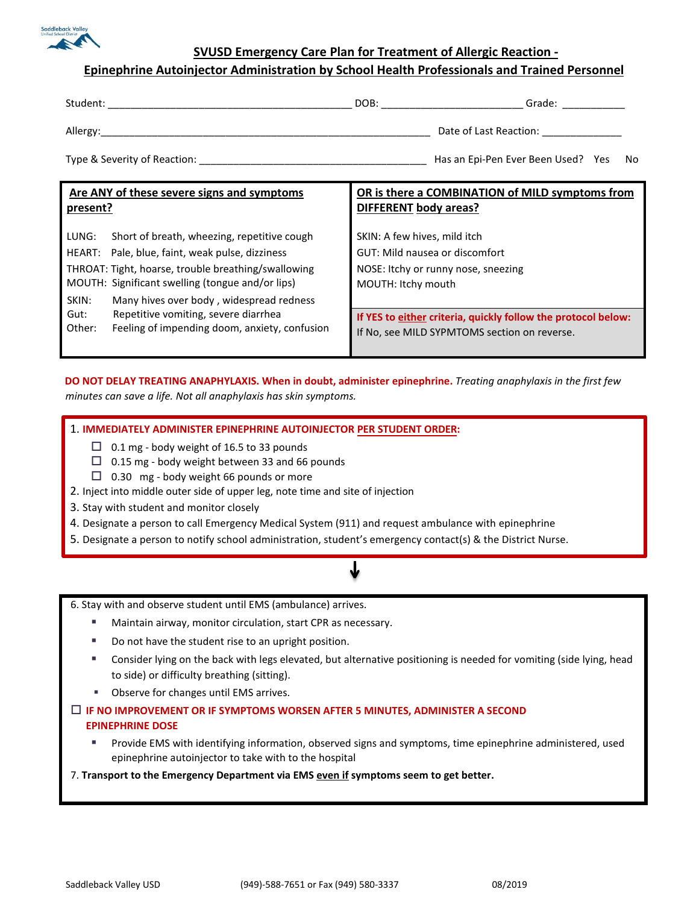# SVUSD Emergency Care Plan for Treatment of Allergic Reaction - Epinephrine Autoinjector Administration by School Health Professionals and Trained Personnel

Student: ________________________________________ DOB: _______________________ Grade: ___________

Allergy:____________________________________________________________ Date of Last Reaction: ______________

Type & Severity of Reaction: ________________________________________ Has an Epi-Pen Ever Been Used? Yes No

| Are ANY of these severe signs and symptoms present? | OR is there a COMBINATION of MILD symptoms from DIFFERENT body areas? |
|---|---|
| LUNG: Short of breath, wheezing, repetitive cough<br>HEART: Pale, blue, faint, weak pulse, dizziness<br>THROAT: Tight, hoarse, trouble breathing/swallowing<br>MOUTH: Significant swelling (tongue and/or lips)<br>SKIN: Many hives over body , widespread redness<br>Gut: Repetitive vomiting, severe diarrhea<br>Other: Feeling of impending doom, anxiety, confusion | SKIN: A few hives, mild itch<br>GUT: Mild nausea or discomfort<br>NOSE: Itchy or runny nose, sneezing<br>MOUTH: Itchy mouth<br><br>**If YES to either criteria, quickly follow the protocol below:**<br>If No, see MILD SYPMTOMS section on reverse. |

**DO NOT DELAY TREATING ANAPHYLAXIS. When in doubt, administer epinephrine.** *Treating anaphylaxis in the first few minutes can save a life. Not all anaphylaxis has skin symptoms.*

1. **IMMEDIATELY ADMINISTER EPINEPHRINE AUTOINJECTOR PER STUDENT ORDER:**
   - ☐ 0.1 mg - body weight of 16.5 to 33 pounds
   - ☐ 0.15 mg - body weight between 33 and 66 pounds
   - ☐ 0.30 mg - body weight 66 pounds or more
2. Inject into middle outer side of upper leg, note time and site of injection
3. Stay with student and monitor closely
4. Designate a person to call Emergency Medical System (911) and request ambulance with epinephrine
5. Designate a person to notify school administration, student's emergency contact(s) & the District Nurse.

↓

6. Stay with and observe student until EMS (ambulance) arrives.
   - Maintain airway, monitor circulation, start CPR as necessary.
   - Do not have the student rise to an upright position.
   - Consider lying on the back with legs elevated, but alternative positioning is needed for vomiting (side lying, head to side) or difficulty breathing (sitting).
   - Observe for changes until EMS arrives.

☐ **IF NO IMPROVEMENT OR IF SYMPTOMS WORSEN AFTER 5 MINUTES, ADMINISTER A SECOND EPINEPHRINE DOSE**
   - Provide EMS with identifying information, observed signs and symptoms, time epinephrine administered, used epinephrine autoinjector to take with to the hospital

7. **Transport to the Emergency Department via EMS even if symptoms seem to get better.**

Saddleback Valley USD (949)-588-7651 or Fax (949) 580-3337 08/2019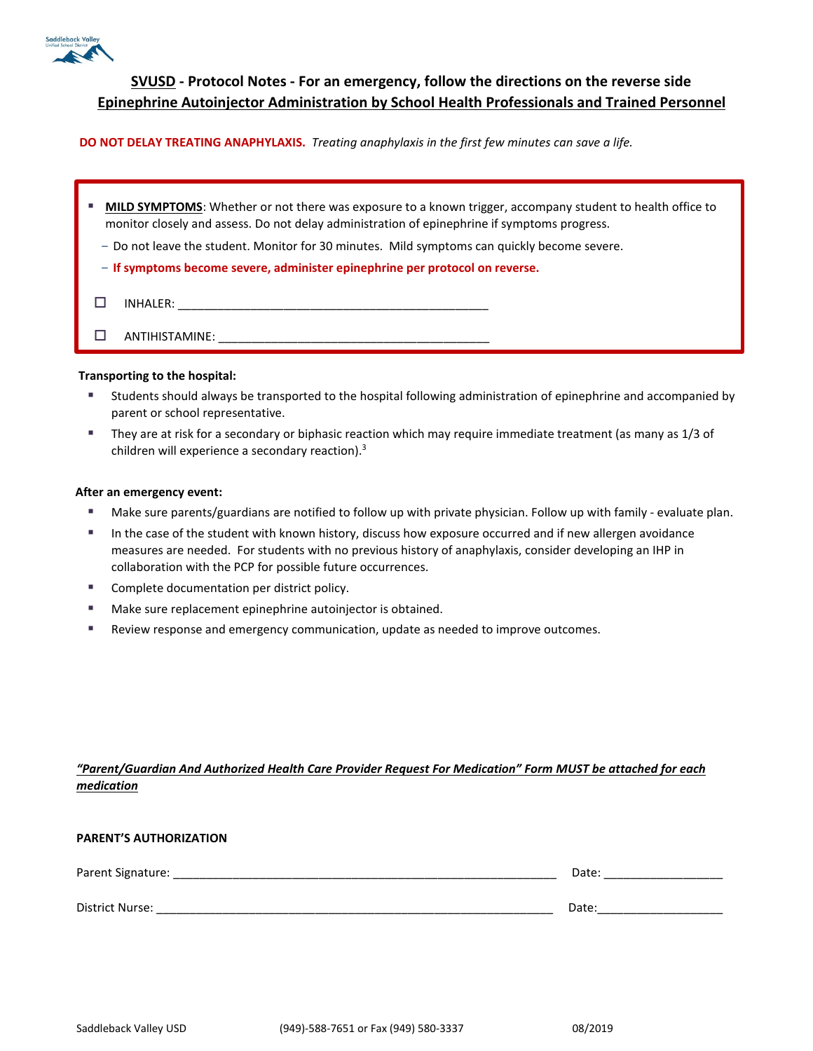## SVUSD - Protocol Notes - For an emergency, follow the directions on the reverse side

## Epinephrine Autoinjector Administration by School Health Professionals and Trained Personnel

**DO NOT DELAY TREATING ANAPHYLAXIS.** *Treating anaphylaxis in the first few minutes can save a life.*

- **MILD SYMPTOMS**: Whether or not there was exposure to a known trigger, accompany student to health office to monitor closely and assess. Do not delay administration of epinephrine if symptoms progress.
  - Do not leave the student. Monitor for 30 minutes. Mild symptoms can quickly become severe.
  - **If symptoms become severe, administer epinephrine per protocol on reverse.**

☐ INHALER: ______________________________________________

☐ ANTIHISTAMINE: ________________________________________

**Transporting to the hospital:**

- Students should always be transported to the hospital following administration of epinephrine and accompanied by parent or school representative.
- They are at risk for a secondary or biphasic reaction which may require immediate treatment (as many as 1/3 of children will experience a secondary reaction).[3]

**After an emergency event:**

- Make sure parents/guardians are notified to follow up with private physician. Follow up with family - evaluate plan.
- In the case of the student with known history, discuss how exposure occurred and if new allergen avoidance measures are needed. For students with no previous history of anaphylaxis, consider developing an IHP in collaboration with the PCP for possible future occurrences.
- Complete documentation per district policy.
- Make sure replacement epinephrine autoinjector is obtained.
- Review response and emergency communication, update as needed to improve outcomes.

***"Parent/Guardian And Authorized Health Care Provider Request For Medication" Form MUST be attached for each medication***

**PARENT'S AUTHORIZATION**

Parent Signature: ____________________________________________ Date: ________________

District Nurse: ______________________________________________ Date: ________________

Saddleback Valley USD (949)-588-7651 or Fax (949) 580-3337 08/2019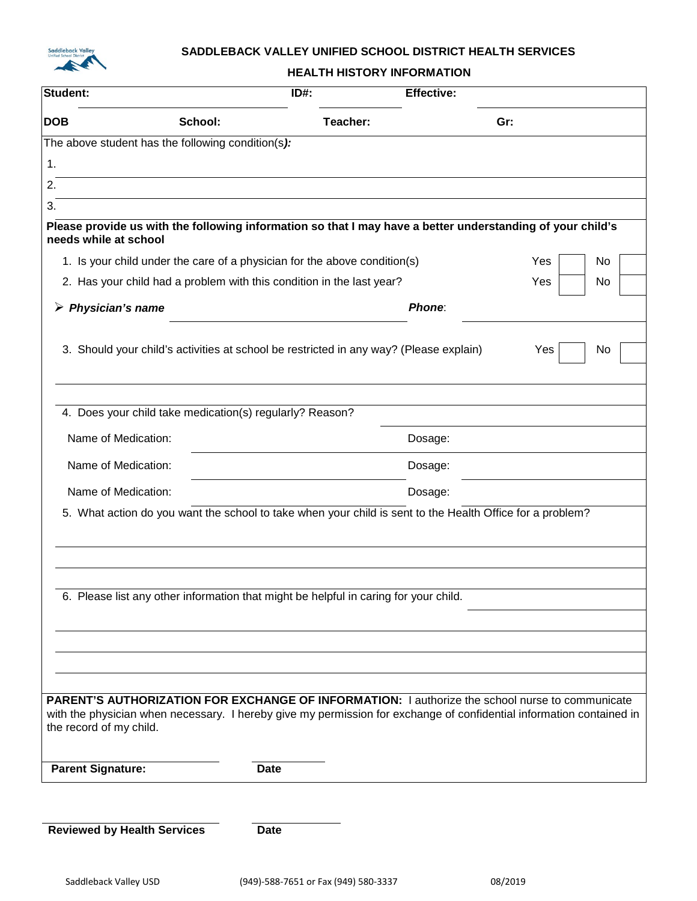**SADDLEBACK VALLEY UNIFIED SCHOOL DISTRICT HEALTH SERVICES**

**HEALTH HISTORY INFORMATION**

| **Student:** | | **ID#:** | | **Effective:** | |
|---|---|---|---|---|---|
| **DOB** | **School:** | **Teacher:** | | **Gr:** | |

The above student has the following condition(s)***:***

1.

2.

3.

**Please provide us with the following information so that I may have a better understanding of your child's needs while at school**

1. Is your child under the care of a physician for the above condition(s) Yes ☐ No ☐
2. Has your child had a problem with this condition in the last year? Yes ☐ No ☐

- ***Physician's name*** ______________________ ***Phone***:

3. Should your child's activities at school be restricted in any way? (Please explain) Yes ☐ No ☐

4. Does your child take medication(s) regularly? Reason?

Name of Medication: ______________________ Dosage:

Name of Medication: ______________________ Dosage:

Name of Medication: ______________________ Dosage:

5. What action do you want the school to take when your child is sent to the Health Office for a problem?

6. Please list any other information that might be helpful in caring for your child.

**PARENT'S AUTHORIZATION FOR EXCHANGE OF INFORMATION:** I authorize the school nurse to communicate with the physician when necessary. I hereby give my permission for exchange of confidential information contained in the record of my child.

**Parent Signature:** ______________________ **Date** ____________

**Reviewed by Health Services** ______________________ **Date** ____________

Saddleback Valley USD (949)-588-7651 or Fax (949) 580-3337 08/2019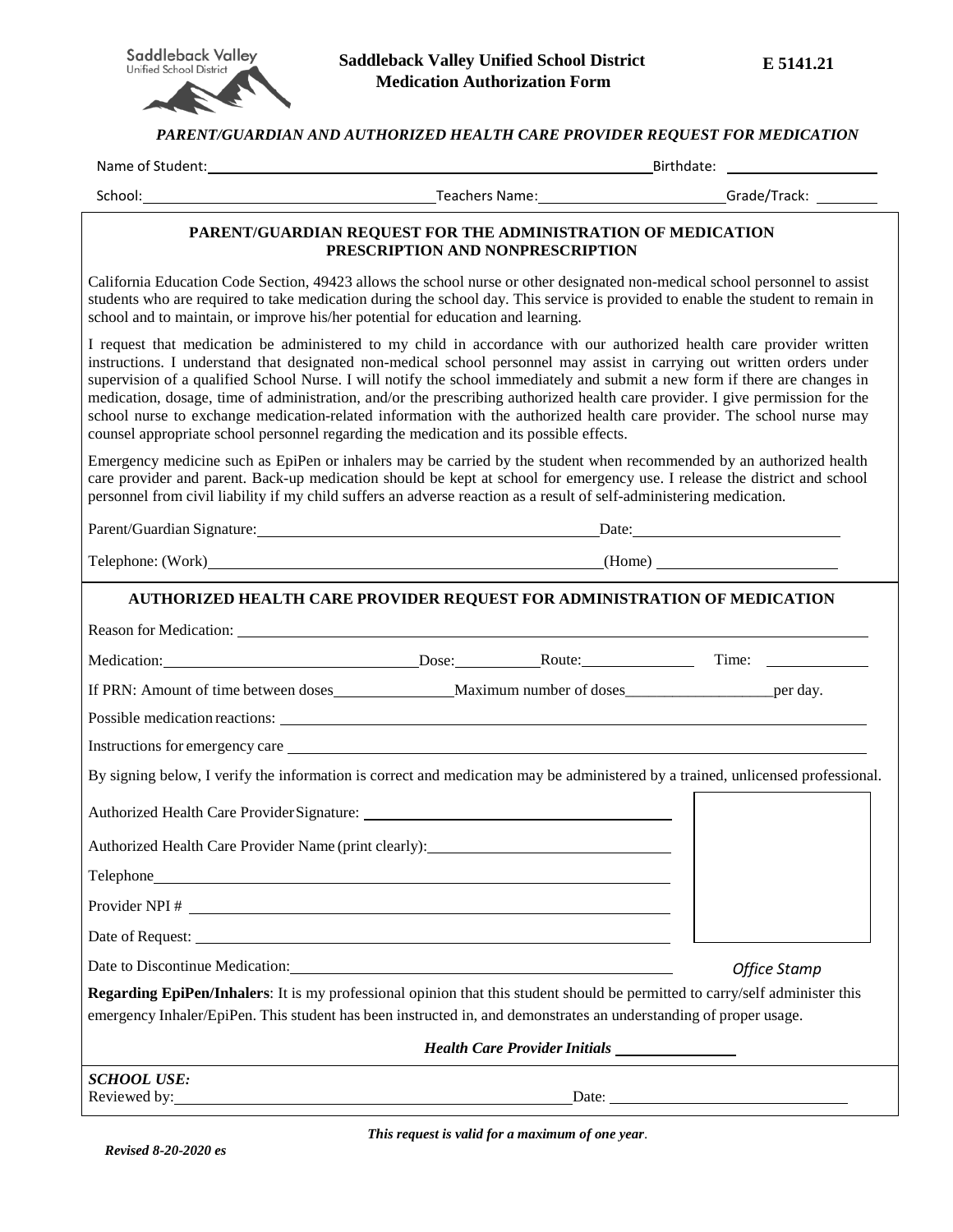Saddleback Valley Unified School District

# Saddleback Valley Unified School District Medication Authorization Form

**E 5141.21**

***PARENT/GUARDIAN AND AUTHORIZED HEALTH CARE PROVIDER REQUEST FOR MEDICATION***

Name of Student: ______________________________ Birthdate: ______________

School: ______________________ Teachers Name: ______________________ Grade/Track: ________

## PARENT/GUARDIAN REQUEST FOR THE ADMINISTRATION OF MEDICATION PRESCRIPTION AND NONPRESCRIPTION

California Education Code Section, 49423 allows the school nurse or other designated non-medical school personnel to assist students who are required to take medication during the school day. This service is provided to enable the student to remain in school and to maintain, or improve his/her potential for education and learning.

I request that medication be administered to my child in accordance with our authorized health care provider written instructions. I understand that designated non-medical school personnel may assist in carrying out written orders under supervision of a qualified School Nurse. I will notify the school immediately and submit a new form if there are changes in medication, dosage, time of administration, and/or the prescribing authorized health care provider. I give permission for the school nurse to exchange medication-related information with the authorized health care provider. The school nurse may counsel appropriate school personnel regarding the medication and its possible effects.

Emergency medicine such as EpiPen or inhalers may be carried by the student when recommended by an authorized health care provider and parent. Back-up medication should be kept at school for emergency use. I release the district and school personnel from civil liability if my child suffers an adverse reaction as a result of self-administering medication.

Parent/Guardian Signature: ______________________________ Date: ______________

Telephone: (Work) ______________________________ (Home) ______________

## AUTHORIZED HEALTH CARE PROVIDER REQUEST FOR ADMINISTRATION OF MEDICATION

Reason for Medication: ______________________________

Medication: ______________ Dose: ________ Route: ________ Time: ________

If PRN: Amount of time between doses ______________ Maximum number of doses ______________ per day.

Possible medication reactions: ______________________________

Instructions for emergency care ______________________________

By signing below, I verify the information is correct and medication may be administered by a trained, unlicensed professional.

Authorized Health Care Provider Signature: ______________________________

Authorized Health Care Provider Name (print clearly): ______________________________

Telephone ______________________________

Provider NPI # ______________________________

Date of Request: ______________________________

Date to Discontinue Medication: ______________________________

*Office Stamp*

**Regarding EpiPen/Inhalers**: It is my professional opinion that this student should be permitted to carry/self administer this emergency Inhaler/EpiPen. This student has been instructed in, and demonstrates an understanding of proper usage.

***Health Care Provider Initials*** ______________

***SCHOOL USE:***

Reviewed by: ______________________________ Date: ______________

***This request is valid for a maximum of one year.***

***Revised 8-20-2020 es***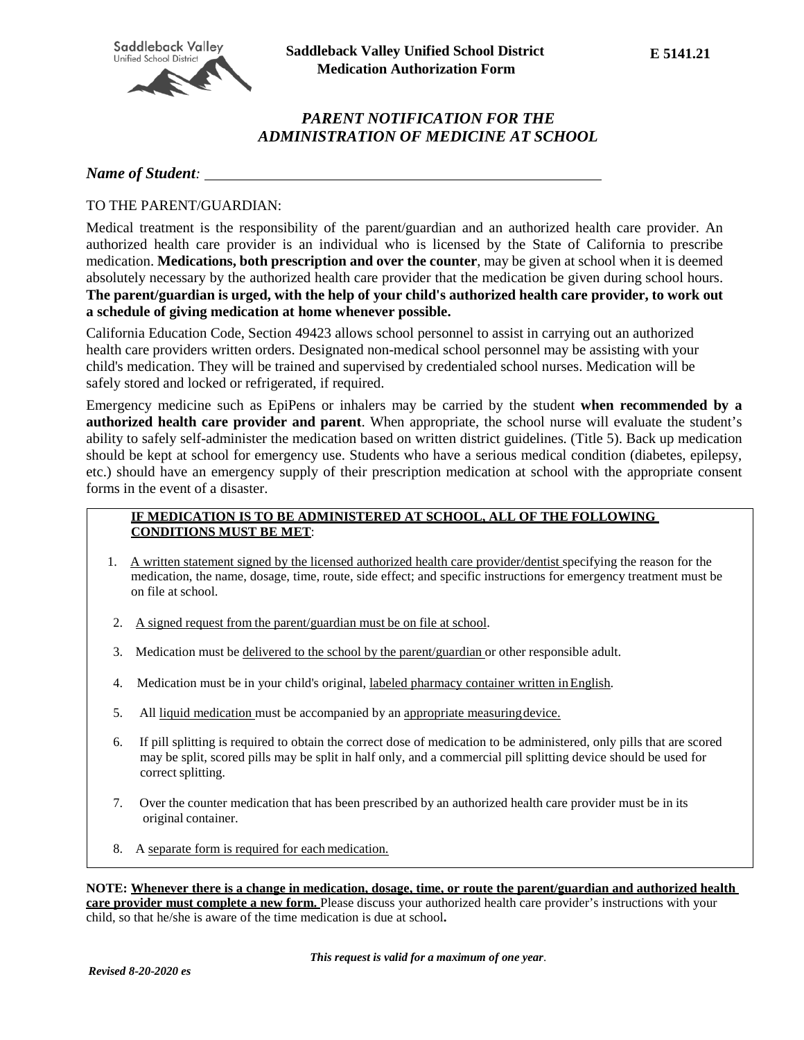Saddleback Valley Unified School District

**Saddleback Valley Unified School District**
**Medication Authorization Form**

**E 5141.21**

## *PARENT NOTIFICATION FOR THE ADMINISTRATION OF MEDICINE AT SCHOOL*

***Name of Student:*** ______________________________________________

TO THE PARENT/GUARDIAN:

Medical treatment is the responsibility of the parent/guardian and an authorized health care provider. An authorized health care provider is an individual who is licensed by the State of California to prescribe medication. **Medications, both prescription and over the counter**, may be given at school when it is deemed absolutely necessary by the authorized health care provider that the medication be given during school hours. **The parent/guardian is urged, with the help of your child's authorized health care provider, to work out a schedule of giving medication at home whenever possible.**

California Education Code, Section 49423 allows school personnel to assist in carrying out an authorized health care providers written orders. Designated non-medical school personnel may be assisting with your child's medication. They will be trained and supervised by credentialed school nurses. Medication will be safely stored and locked or refrigerated, if required.

Emergency medicine such as EpiPens or inhalers may be carried by the student **when recommended by a authorized health care provider and parent**. When appropriate, the school nurse will evaluate the student's ability to safely self-administer the medication based on written district guidelines. (Title 5). Back up medication should be kept at school for emergency use. Students who have a serious medical condition (diabetes, epilepsy, etc.) should have an emergency supply of their prescription medication at school with the appropriate consent forms in the event of a disaster.

**IF MEDICATION IS TO BE ADMINISTERED AT SCHOOL, ALL OF THE FOLLOWING CONDITIONS MUST BE MET**:

1. A written statement signed by the licensed authorized health care provider/dentist specifying the reason for the medication, the name, dosage, time, route, side effect; and specific instructions for emergency treatment must be on file at school.
2. A signed request from the parent/guardian must be on file at school.
3. Medication must be delivered to the school by the parent/guardian or other responsible adult.
4. Medication must be in your child's original, labeled pharmacy container written in English.
5. All liquid medication must be accompanied by an appropriate measuring device.
6. If pill splitting is required to obtain the correct dose of medication to be administered, only pills that are scored may be split, scored pills may be split in half only, and a commercial pill splitting device should be used for correct splitting.
7. Over the counter medication that has been prescribed by an authorized health care provider must be in its original container.
8. A separate form is required for each medication.

**NOTE: Whenever there is a change in medication, dosage, time, or route the parent/guardian and authorized health care provider must complete a new form.** Please discuss your authorized health care provider's instructions with your child, so that he/she is aware of the time medication is due at school**.**

***This request is valid for a maximum of one year*.**

***Revised 8-20-2020 es***